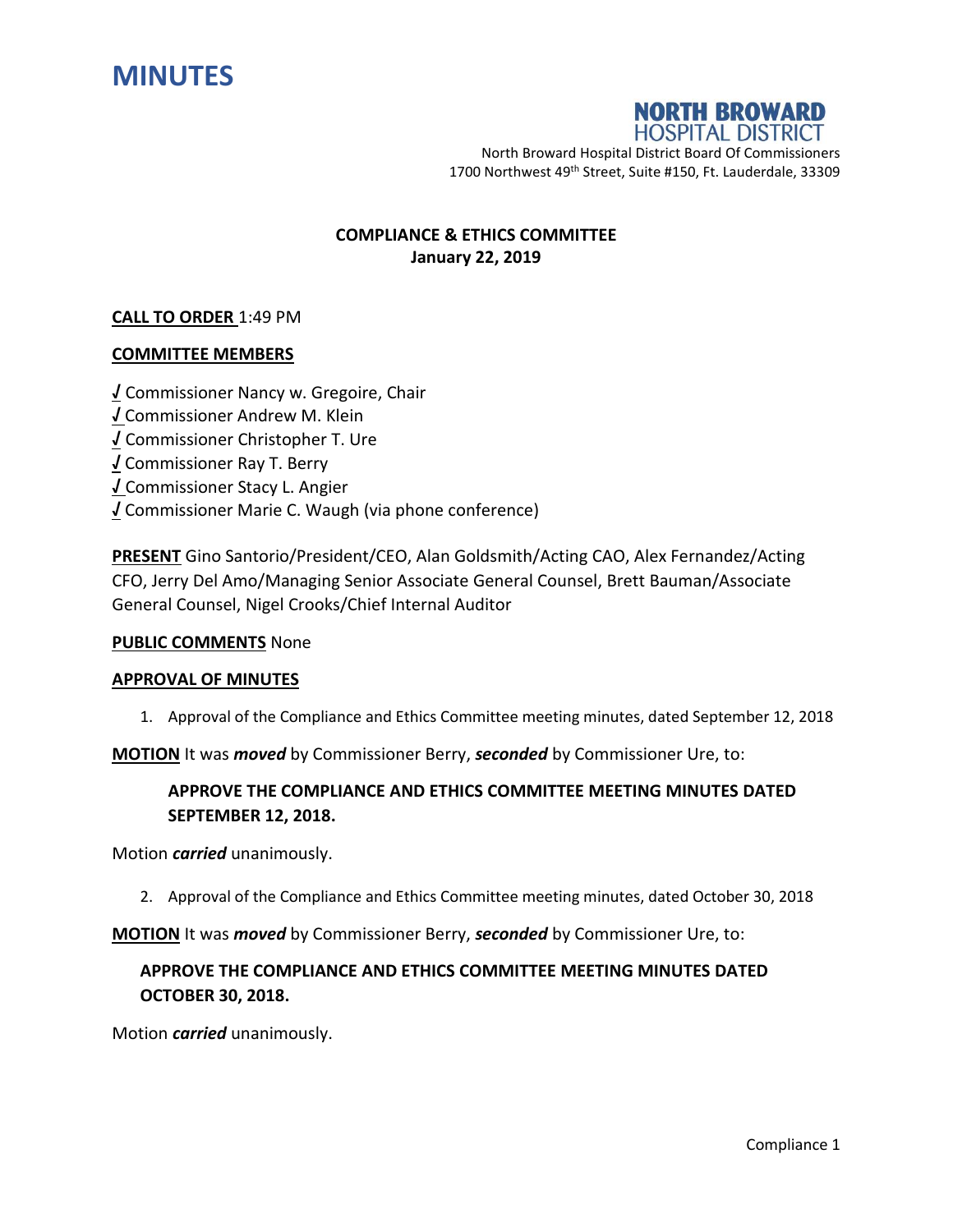# MINUTES

**NORTH BROWARD HOSPITAL DISTRICT**

North Broward Hospital District Board Of Commissioners
1700 Northwest 49th Street, Suite #150, Ft. Lauderdale, 33309

**COMPLIANCE & ETHICS COMMITTEE**
**January 22, 2019**

**CALL TO ORDER** 1:49 PM

**COMMITTEE MEMBERS**

√ Commissioner Nancy w. Gregoire, Chair
√ Commissioner Andrew M. Klein
√ Commissioner Christopher T. Ure
√ Commissioner Ray T. Berry
√ Commissioner Stacy L. Angier
√ Commissioner Marie C. Waugh (via phone conference)

**PRESENT** Gino Santorio/President/CEO, Alan Goldsmith/Acting CAO, Alex Fernandez/Acting CFO, Jerry Del Amo/Managing Senior Associate General Counsel, Brett Bauman/Associate General Counsel, Nigel Crooks/Chief Internal Auditor

**PUBLIC COMMENTS** None

**APPROVAL OF MINUTES**

1. Approval of the Compliance and Ethics Committee meeting minutes, dated September 12, 2018

**MOTION** It was ***moved*** by Commissioner Berry, ***seconded*** by Commissioner Ure, to:

> **APPROVE THE COMPLIANCE AND ETHICS COMMITTEE MEETING MINUTES DATED SEPTEMBER 12, 2018.**

Motion ***carried*** unanimously.

2. Approval of the Compliance and Ethics Committee meeting minutes, dated October 30, 2018

**MOTION** It was ***moved*** by Commissioner Berry, ***seconded*** by Commissioner Ure, to:

> **APPROVE THE COMPLIANCE AND ETHICS COMMITTEE MEETING MINUTES DATED OCTOBER 30, 2018.**

Motion ***carried*** unanimously.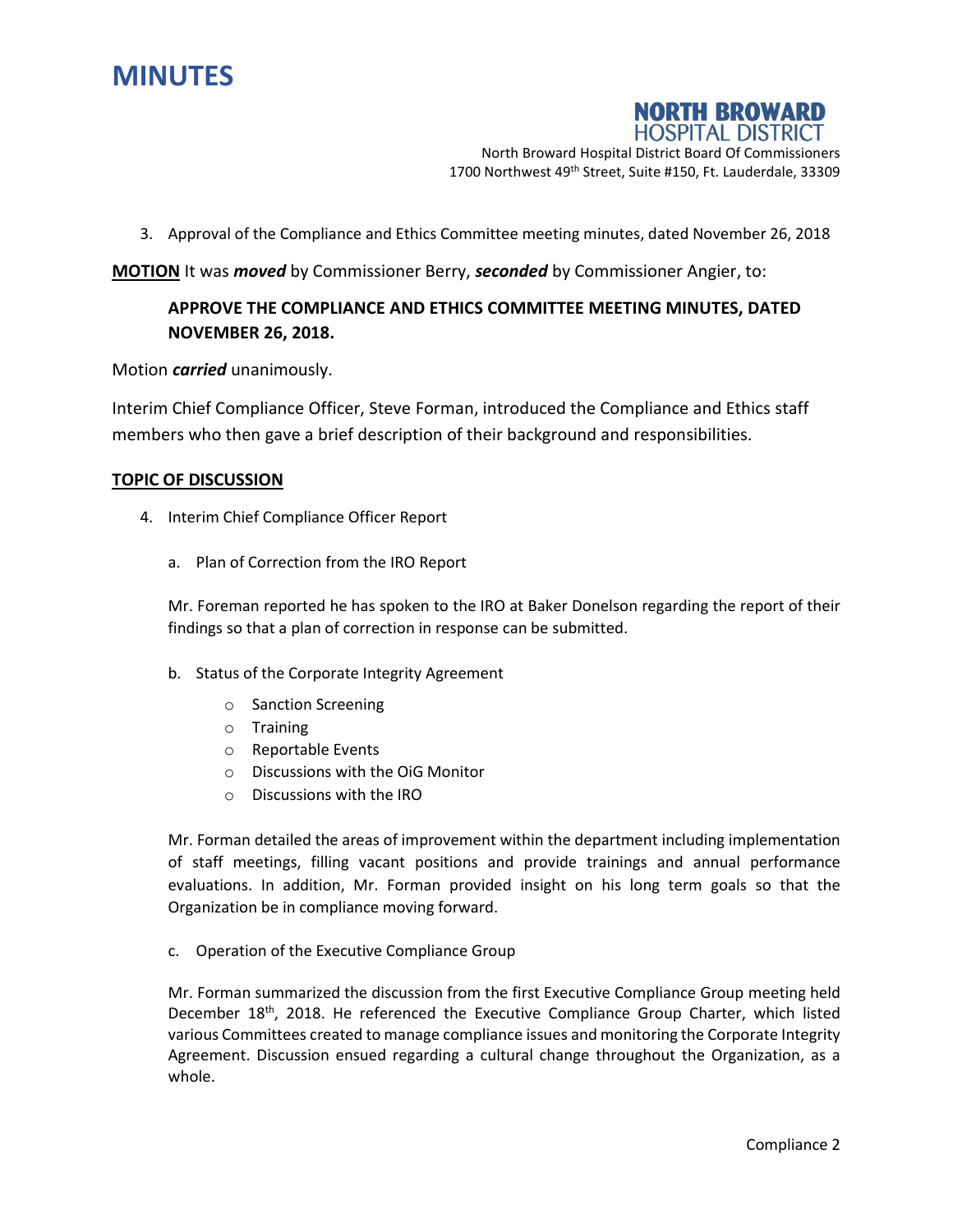# MINUTES

**NORTH BROWARD HOSPITAL DISTRICT**

North Broward Hospital District Board Of Commissioners
1700 Northwest 49th Street, Suite #150, Ft. Lauderdale, 33309

3. Approval of the Compliance and Ethics Committee meeting minutes, dated November 26, 2018

**MOTION** It was ***moved*** by Commissioner Berry, ***seconded*** by Commissioner Angier, to:

> **APPROVE THE COMPLIANCE AND ETHICS COMMITTEE MEETING MINUTES, DATED NOVEMBER 26, 2018.**

Motion ***carried*** unanimously.

Interim Chief Compliance Officer, Steve Forman, introduced the Compliance and Ethics staff members who then gave a brief description of their background and responsibilities.

**TOPIC OF DISCUSSION**

4. Interim Chief Compliance Officer Report

   a. Plan of Correction from the IRO Report

   Mr. Foreman reported he has spoken to the IRO at Baker Donelson regarding the report of their findings so that a plan of correction in response can be submitted.

   b. Status of the Corporate Integrity Agreement

   - Sanction Screening
   - Training
   - Reportable Events
   - Discussions with the OiG Monitor
   - Discussions with the IRO

   Mr. Forman detailed the areas of improvement within the department including implementation of staff meetings, filling vacant positions and provide trainings and annual performance evaluations. In addition, Mr. Forman provided insight on his long term goals so that the Organization be in compliance moving forward.

   c. Operation of the Executive Compliance Group

   Mr. Forman summarized the discussion from the first Executive Compliance Group meeting held December 18th, 2018. He referenced the Executive Compliance Group Charter, which listed various Committees created to manage compliance issues and monitoring the Corporate Integrity Agreement. Discussion ensued regarding a cultural change throughout the Organization, as a whole.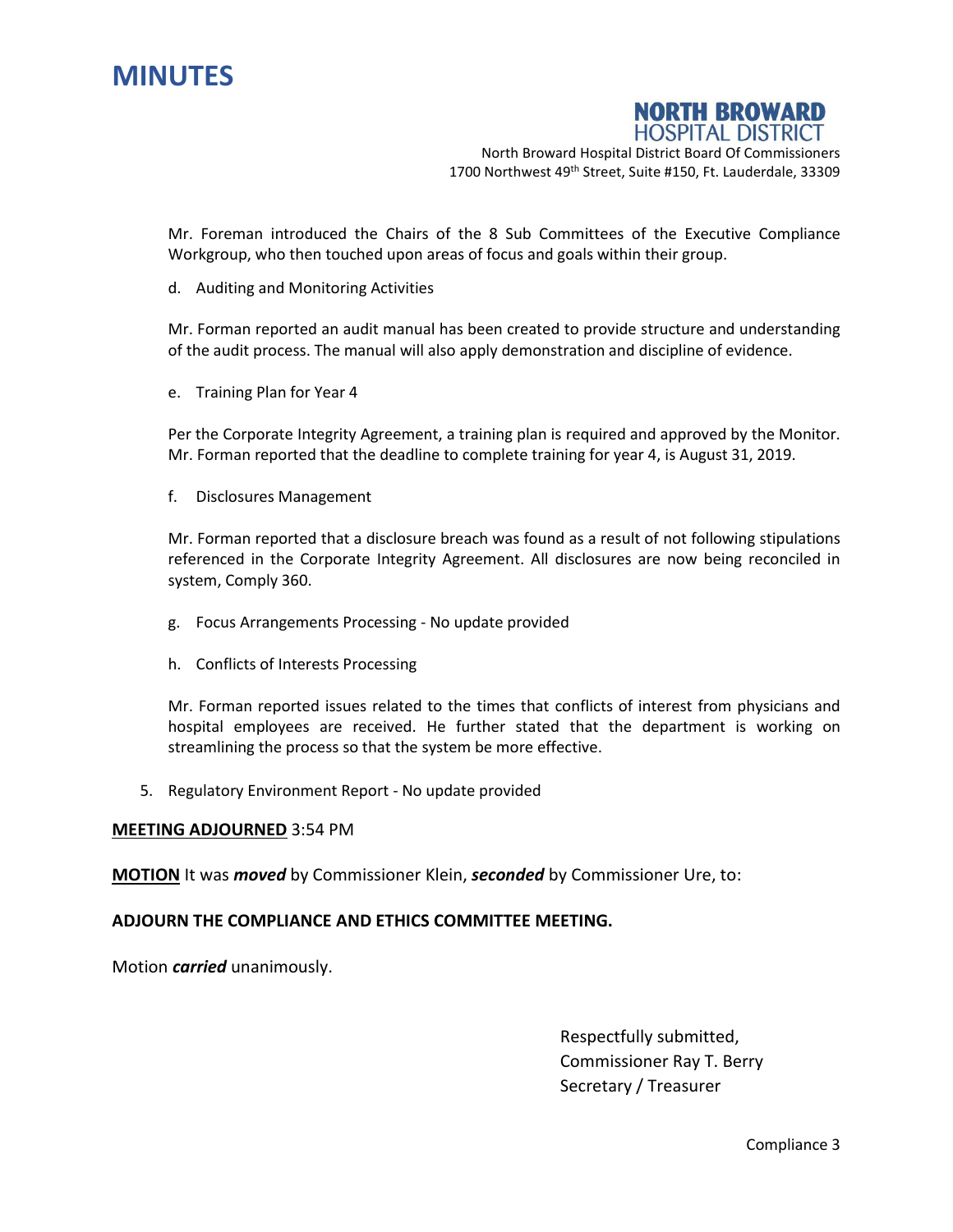Mr. Foreman introduced the Chairs of the 8 Sub Committees of the Executive Compliance Workgroup, who then touched upon areas of focus and goals within their group.

d. Auditing and Monitoring Activities

Mr. Forman reported an audit manual has been created to provide structure and understanding of the audit process. The manual will also apply demonstration and discipline of evidence.

e. Training Plan for Year 4

Per the Corporate Integrity Agreement, a training plan is required and approved by the Monitor. Mr. Forman reported that the deadline to complete training for year 4, is August 31, 2019.

f. Disclosures Management

Mr. Forman reported that a disclosure breach was found as a result of not following stipulations referenced in the Corporate Integrity Agreement. All disclosures are now being reconciled in system, Comply 360.

g. Focus Arrangements Processing - No update provided

h. Conflicts of Interests Processing

Mr. Forman reported issues related to the times that conflicts of interest from physicians and hospital employees are received. He further stated that the department is working on streamlining the process so that the system be more effective.

5. Regulatory Environment Report - No update provided

**MEETING ADJOURNED** 3:54 PM

**MOTION** It was ***moved*** by Commissioner Klein, ***seconded*** by Commissioner Ure, to:

**ADJOURN THE COMPLIANCE AND ETHICS COMMITTEE MEETING.**

Motion ***carried*** unanimously.

Respectfully submitted,
Commissioner Ray T. Berry
Secretary / Treasurer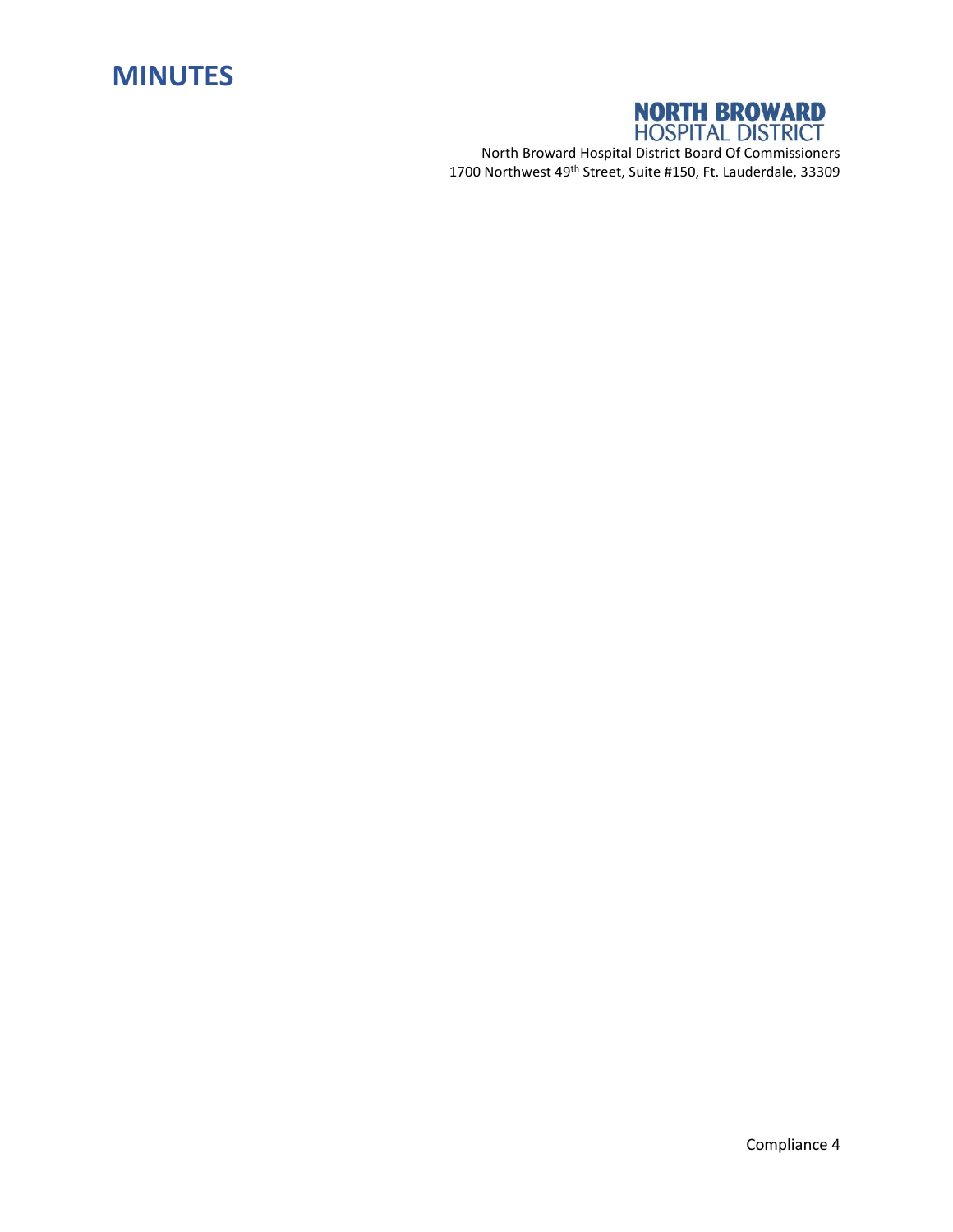# MINUTES

**NORTH BROWARD**
HOSPITAL DISTRICT

North Broward Hospital District Board Of Commissioners
1700 Northwest 49th Street, Suite #150, Ft. Lauderdale, 33309

Compliance 4